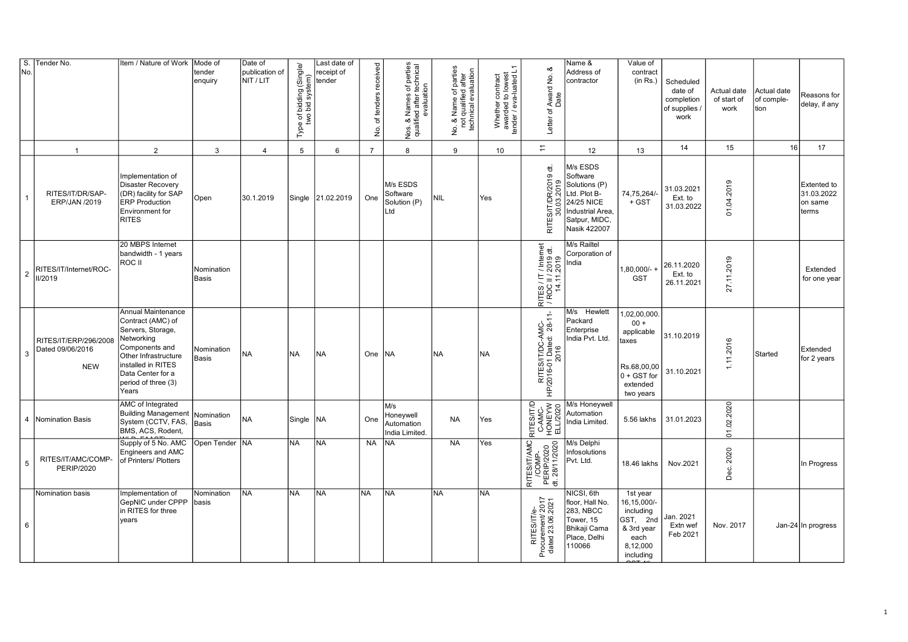| S. No. | Tender No. | Item / Nature of Work | Mode of tender enquiry | Date of publication of NIT / LIT | Type of bidding (Single/ two bid system) | Last date of receipt of tender | No. of tenders received | Nos. & Names of perties qualified after technical evaluation | No. & Name of parties not qualified after technical evaluation | Whether contract awarded to lowest tender / eva-luated L1 | Letter of Award No. & Date | Name & Address of contractor | Value of contract (in Rs.) | Scheduled date of completion of supplies / work | Actual date of start of work | Actual date of comple-tion | Reasons for delay, if any |
|---|---|---|---|---|---|---|---|---|---|---|---|---|---|---|---|---|---|
| 1 | 2 | 3 | 4 | 5 | 6 | 7 | 8 | 9 | 10 | 11 | 12 | 13 | 14 | 15 | 16 | 17 | |
| 1 | RITES/IT/DR/SAP-ERP/JAN /2019 | Implementation of Disaster Recovery (DR) facility for SAP ERP Production Environment for RITES | Open | 30.1.2019 | Single | 21.02.2019 | One | M/s ESDS Software Solution (P) Ltd | NIL | Yes | RITES/IT/DR/2019 dt. 30.03.2019 | M/s ESDS Software Solutions (P) Ltd. Plot B-24/25 NICE Industrial Area, Satpur, MIDC, Nasik 422007 | 74,75,264/- + GST | 31.03.2021 Ext. to 31.03.2022 | 01.04.2019 | | Extented to 31.03.2022 on same terms |
| 2 | RITES/IT/Internet/ROC-II/2019 | 20 MBPS Internet bandwidth - 1 years ROC II | Nomination Basis | | | | | | | | RITES / IT / Internet / ROC II / 2019 dt. 14.11.2019 | M/s Railtel Corporation of India | 1,80,000/- + GST | 26.11.2020 Ext. to 26.11.2021 | 27.11.2019 | | Extended for one year |
| 3 | RITES/IT/ERP/296/2008 Dated 09/06/2016 NEW | Annual Maintenance Contract (AMC) of Servers, Storage, Networking Components and Other Infrastructure installed in RITES Data Center for a period of three (3) Years | Nomination Basis | NA | NA | NA | One | NA | NA | NA | RITES/IT/DC-AMC-HP/2016-01 Dated: 28-11-2016 | M/s Hewlett Packard Enterprise India Pvt. Ltd. | 1,02,00,000.00 + applicable taxes<br><br>Rs.68,00,000 + GST for extended two years | 31.10.2019<br><br>31.10.2021 | 1.11.2016 | Started | Extended for 2 years |
| 4 | Nomination Basis | AMC of Integrated Building Management System (CCTV, FAS, BMS, ACS, Rodent, WLD, FAAST) | Nomination Basis | NA | Single | NA | One | M/s Honeywell Automation India Limited. | NA | Yes | RITES/IT/DC-AMC-HONEYWELL/2020 | M/s Honeywell Automation India Limited. | 5.56 lakhs | 31.01.2023 | 01.02.2020 | | |
| 5 | RITES/IT/AMC/COMP-PERIP/2020 | Supply of 5 No. AMC Engineers and AMC of Printers/ Plotters | Open Tender | NA | NA | NA | NA | NA | NA | Yes | RITES/IT/AMC/COMP-PERIP/2020 dt. 28/11/2020 | M/s Delphi Infosolutions Pvt. Ltd. | 18.46 lakhs | Nov.2021 | Dec. 2020 | | In Progress |
| 6 | Nomination basis | Implementation of GepNIC under CPPP in RITES for three years | Nomination basis | NA | NA | NA | NA | NA | NA | NA | RITES/IT/e-Procurement/ 2017 dated 23.06.2021 | NICSI, 6th floor, Hall No. 283, NBCC Tower, 15 Bhikaji Cama Place, Delhi 110066 | 1st year 16,15,000/- including GST, 2nd & 3rd year each 8,12,000 including GST 4th | Jan. 2021 Extn wef Feb 2021 | Nov. 2017 | Jan-24 | In progress |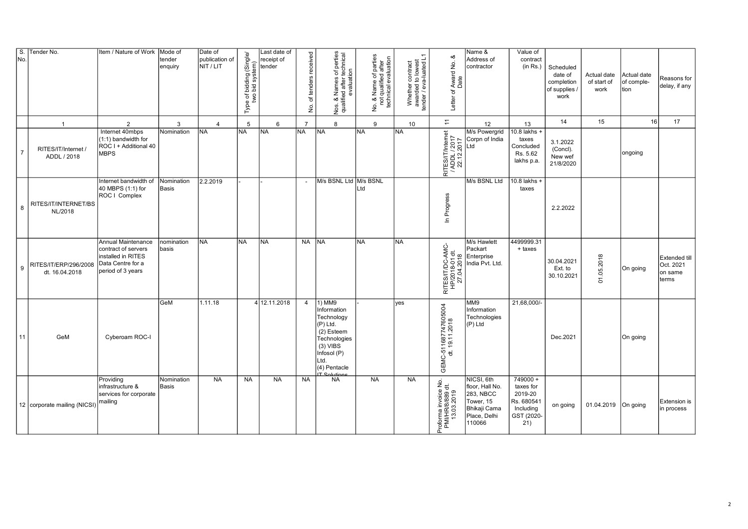| S. No. | Tender No. | Item / Nature of Work | Mode of tender enquiry | Date of publication of NIT / LIT | Type of bidding (Single/ two bid system) | Last date of receipt of tender | No. of tenders received | Nos. & Names of perties qualified after technical evaluation | No. & Name of parties not qualified after technical evaluation | Whether contract awarded to lowest tender / eva-luated L1 | Letter of Award No. & Date | Name & Address of contractor | Value of contract (in Rs.) | Scheduled date of completion of supplies / work | Actual date of start of work | Actual date of comple-tion | Reasons for delay, if any |
|---|---|---|---|---|---|---|---|---|---|---|---|---|---|---|---|---|---|
| | 1 | 2 | 3 | 4 | 5 | 6 | 7 | 8 | 9 | 10 | 11 | 12 | 13 | 14 | 15 | 16 | 17 |
| 7 | RITES/IT/Internet / ADDL / 2018 | Internet 40mbps (1:1) bandwidth for ROC I + Additional 40 MBPS | Nomination | NA | NA | NA | NA | NA | NA | NA | RITES/IT/Internet / ADDL / 2017 22.12.2017 | M/s Powergrid Corpn of India Ltd | 10.8 lakhs + taxes Concluded Rs. 5.62 lakhs p.a. | 3.1.2022 (Concl). New wef 21/8/2020 | | ongoing | |
| 8 | RITES/IT/INTERNET/BSNL/2018 | Internet bandwidth of 40 MBPS (1:1) for ROC I Complex | Nomination Basis | 2.2.2019 | - | - | - | M/s BSNL Ltd | M/s BSNL Ltd | | In Progress | M/s BSNL Ltd | 10.8 lakhs + taxes | 2.2.2022 | | | |
| 9 | RITES/IT/ERP/296/2008 dt. 16.04.2018 | Annual Maintenance contract of servers installed in RITES Data Centre for a period of 3 years | nomination basis | NA | NA | NA | NA | NA | NA | NA | RITES/IT/DC-AMC-HP/2018-01 dt. 27.04.2018 | M/s Hawlett Packart Enterprise India Pvt. Ltd. | 4499999.31 + taxes | 30.04.2021 Ext. to 30.10.2021 | 01.05.2018 | On going | Extended till Oct. 2021 on same terms |
| 11 | GeM | Cyberoam ROC-I | GeM | 1.11.18 | 4 | 12.11.2018 | 4 | 1) MM9 Information Technology (P) Ltd. (2) Esteem Technologies (3) VIBS Infosol (P) Ltd. (4) Pentacle IT Solutions | - | yes | GEMC-511687747605004 dt. 19.11.2018 | MM9 Information Technologies (P) Ltd | 21,68,000/- | Dec.2021 | | On going | |
| 12 | corporate mailing (NICSI) | Providing infrastructure & services for corporate mailing | Nomination Basis | NA | NA | NA | NA | NA | NA | NA | Proforma invoice No. PMI/HR/8/889 dt. 13.03.2019 | NICSI, 6th floor, Hall No. 283, NBCC Tower, 15 Bhikaji Cama Place, Delhi 110066 | 749000 + taxes for 2019-20 Rs. 680541 Including GST (2020-21) | on going | 01.04.2019 | On going | Extension is in process |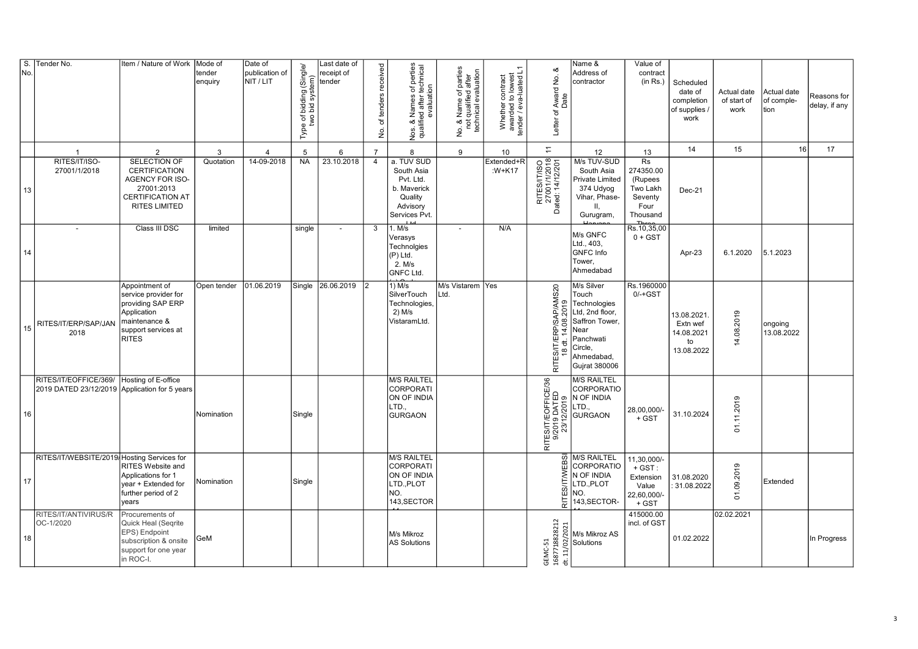| S. No. | Tender No. | Item / Nature of Work | Mode of tender enquiry | Date of publication of NIT / LIT | Type of bidding (Single/ two bid system) | Last date of receipt of tender | No. of tenders received | Nos. & Names of perties qualified after technical evaluation | No. & Name of parties not qualified after technical evaluation | Whether contract awarded to lowest tender / eva-luated L1 | Letter of Award No. & Date | Name & Address of contractor | Value of contract (in Rs.) | Scheduled date of completion of supplies / work | Actual date of start of work | Actual date of comple-tion | Reasons for delay, if any |
|---|---|---|---|---|---|---|---|---|---|---|---|---|---|---|---|---|---|
| | 1 | 2 | 3 | 4 | 5 | 6 | 7 | 8 | 9 | 10 | 11 | 12 | 13 | 14 | 15 | 16 | 17 |
| 13 | RITES/IT/ISO-27001/1/2018 | SELECTION OF CERTIFICATION AGENCY FOR ISO-27001:2013 CERTIFICATION AT RITES LIMITED | Quotation | 14-09-2018 | NA | 23.10.2018 | 4 | a. TUV SUD South Asia Pvt. Ltd. b. Maverick Quality Advisory Services Pvt. Ltd | | Extended+R:W+K17 | RITES/IT/ISO 27001/1/2018 Dated: 14/12/201 | M/s TUV-SUD South Asia Private Limited 374 Udyog Vihar, Phase-II, Gurugram, Haryana | Rs 274350.00 (Rupees Two Lakh Seventy Four Thousand Three | Dec-21 | | | |
| 14 | - | Class III DSC | limited | | single | - | 3 | 1. M/s Verasys Technolgies (P) Ltd. 2. M/s GNFC Ltd. | - | N/A | | M/s GNFC Ltd., 403, GNFC Info Tower, Ahmedabad | Rs.10,35,000 + GST | Apr-23 | 6.1.2020 | 5.1.2023 | |
| 15 | RITES/IT/ERP/SAP/JAN 2018 | Appointment of service provider for providing SAP ERP Application maintenance & support services at RITES | Open tender | 01.06.2019 | Single | 26.06.2019 | 2 | 1) M/s SilverTouch Technologies, 2) M/s VistaramLtd. | M/s Vistarem Ltd. | Yes | RITES/IT/ERP/SAP/AMS2018 dt. 14.08.2019 | M/s Silver Touch Technologies Ltd, 2nd floor, Saffron Tower, Near Panchwati Circle, Ahmedabad, Gujrat 380006 | Rs.19600000/-+GST | 13.08.2021. Extn wef 14.08.2021 to 13.08.2022 | 14.08.2019 | ongoing 13.08.2022 | |
| 16 | RITES/IT/EOFFICE/369/2019 DATED 23/12/2019 | Hosting of E-office Application for 5 years | Nomination | | Single | | | M/S RAILTEL CORPORATION OF INDIA LTD., GURGAON | | | RITES/IT/EOFFICE/369/2019 DATED 23/12/2019 | M/S RAILTEL CORPORATION OF INDIA LTD., GURGAON | 28,00,000/- + GST | 31.10.2024 | 01.11.2019 | | |
| 17 | RITES/IT/WEBSITE/2019/ | Hosting Services for RITES Website and Applications for 1 year + Extended for further period of 2 years | Nomination | | Single | | | M/S RAILTEL CORPORATION OF INDIA LTD.,PLOT NO. 143,SECTOR 44 | | | RITES/IT/WEBSI | M/S RAILTEL CORPORATION OF INDIA LTD.,PLOT NO. 143,SECTOR-44 | 11,30,000/- + GST : Extension Value 22,60,000/- + GST | 31.08.2020 : 31.08.2022 | 01.09.2019 | Extended | |
| 18 | RITES/IT/ANTIVIRUS/ROC-1/2020 | Procurements of Quick Heal (Seqrite EPS) Endpoint subscription & onsite support for one year in ROC-I. | GeM | | | | | M/s Mikroz AS Solutions | | | GEMC-51 1687718828212 dt. 11/02/2021 | M/s Mikroz AS Solutions | 415000.00 incl. of GST | 01.02.2022 | 02.02.2021 | | In Progress |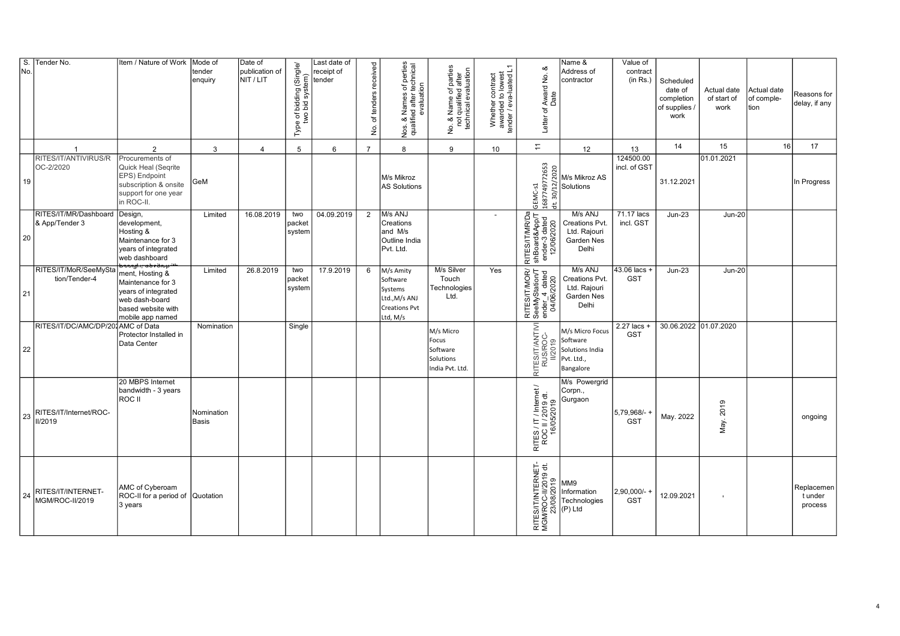| S. No. | Tender No. | Item / Nature of Work | Mode of tender enquiry | Date of publication of NIT / LIT | Type of bidding (Single/ two bid system) | Last date of receipt of tender | No. of tenders received | Nos. & Names of perties qualified after technical evaluation | No. & Name of parties not qualified after technical evaluation | Whether contract awarded to lowest tender / eva-luated L1 | Letter of Award No. & Date | Name & Address of contractor | Value of contract (in Rs.) | Scheduled date of completion of supplies / work | Actual date of start of work | Actual date of comple-tion | Reasons for delay, if any |
|---|---|---|---|---|---|---|---|---|---|---|---|---|---|---|---|---|---|
| | 1 | 2 | 3 | 4 | 5 | 6 | 7 | 8 | 9 | 10 | 11 | 12 | 13 | 14 | 15 | 16 | 17 |
| 19 | RITES/IT/ANTIVIRUS/ROC-2/2020 | Procurements of Quick Heal (Seqrite EPS) Endpoint subscription & onsite support for one year in ROC-II. | GeM | | | | | M/s Mikroz AS Solutions | | | GEMC-s1 1687749772653 dt. 30/12/2020 | M/s Mikroz AS Solutions | 124500.00 incl. of GST | 31.12.2021 | 01.01.2021 | | In Progress |
| 20 | RITES/IT/MR/Dashboard & App/Tender 3 | Design, development, Hosting & Maintenance for 3 years of integrated web dashboard | Limited | 16.08.2019 | two packet system | 04.09.2019 | 2 | M/s ANJ Creations and M/s Outline India Pvt. Ltd. | | - | RITES/IT/MR/DashBoard&App/Tender-3 dated 12/06/2020 | M/s ANJ Creations Pvt. Ltd. Rajouri Garden Nes Delhi | 71.17 lacs incl. GST | Jun-23 | Jun-20 | | |
| 21 | RITES/IT/MoR/SeeMyStation/Tender-4 | Design, development, Hosting & Maintenance for 3 years of integrated web dash-board based website with mobile app named | Limited | 26.8.2019 | two packet system | 17.9.2019 | 6 | M/s Amity Software Systems Ltd.,M/s ANJ Creations Pvt Ltd, M/s | M/s Silver Touch Technologies Ltd. | Yes | RITES/IT/MOR/SeeMyStation/Tender_4 dated 04/06/2020 | M/s ANJ Creations Pvt. Ltd. Rajouri Garden Nes Delhi | 43.06 lacs + GST | Jun-23 | Jun-20 | | |
| 22 | RITES/IT/DC/AMC/DP/20 | AMC of Data Protector Installed in Data Center | Nomination | | Single | | | | M/s Micro Focus Software Solutions India Pvt. Ltd. | | RITES/IT/ANTIVIRUS/ROC-II/2019 | M/s Micro Focus Software Solutions India Pvt. Ltd., Bangalore | 2.27 lacs + GST | 30.06.2022 | 01.07.2020 | | |
| 23 | RITES/IT/Internet/ROC-II/2019 | 20 MBPS Internet bandwidth - 3 years ROC II | Nomination Basis | | | | | | | | RITES / IT / Internet / ROC II / 2019 dt. 16/05/2019 | M/s Powergrid Corpn., Gurgaon | 5,79,968/- + GST | May. 2022 | May. 2019 | | ongoing |
| 24 | RITES/IT/INTERNET-MGM/ROC-II/2019 | AMC of Cyberoam ROC-II for a period of 3 years | Quotation | | | | | | | | RITES/IT/INTERNET-MGM/ROC-II/2019 dt. 23/08/2019 | MM9 Information Technologies (P) Ltd | 2,90,000/- + GST | 12.09.2021 | - | | Replacement under process |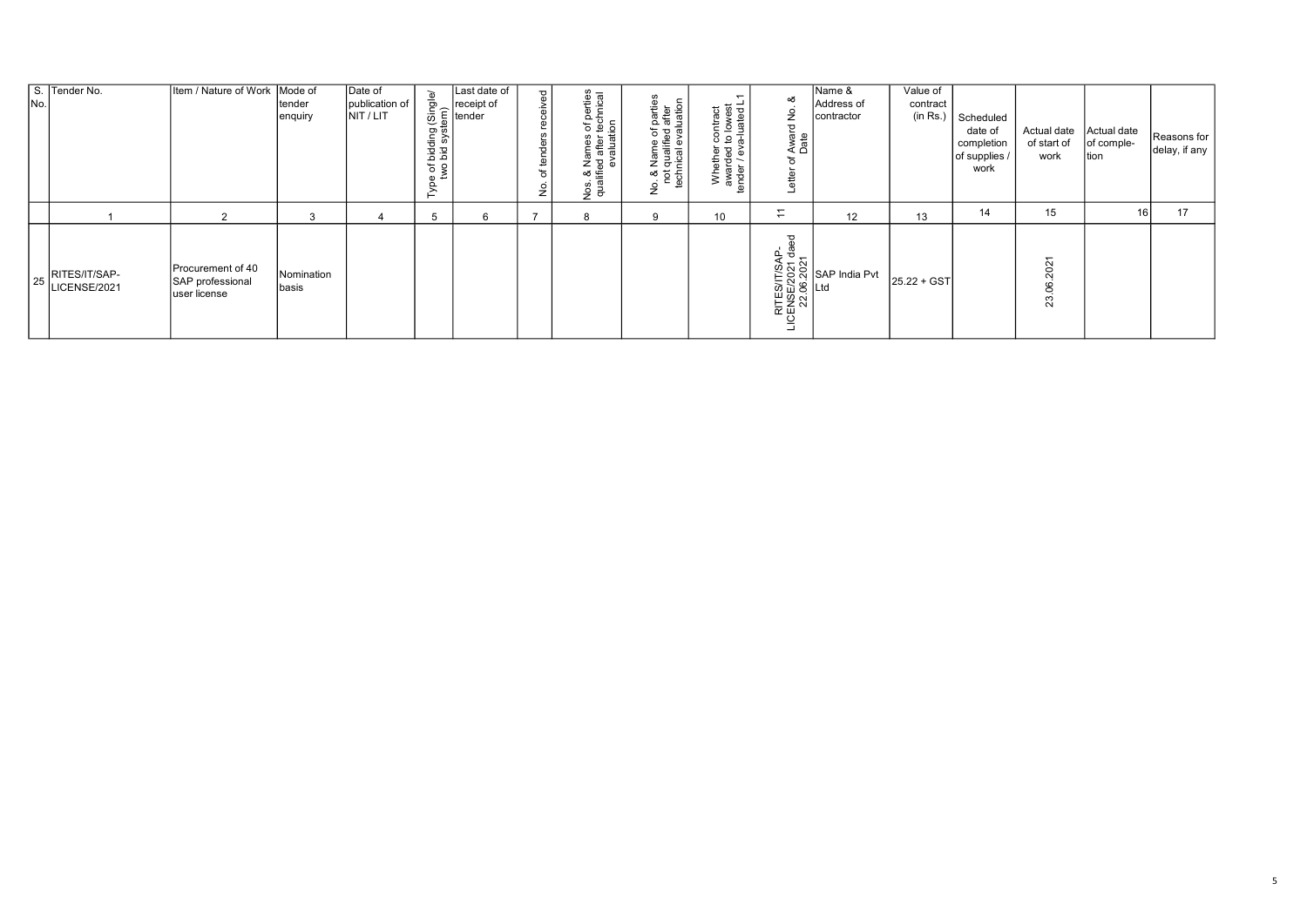| S. No. | Tender No. | Item / Nature of Work | Mode of tender enquiry | Date of publication of NIT / LIT | Type of bidding (Single/ two bid system) | Last date of receipt of tender | No. of tenders received | Nos. & Names of perties qualified after technical evaluation | No. & Name of parties not qualified after technical evaluation | Whether contract awarded to lowest tender / eva-luated L1 | Letter of Award No. & Date | Name & Address of contractor | Value of contract (in Rs.) | Scheduled date of completion of supplies / work | Actual date of start of work | Actual date of comple-tion | Reasons for delay, if any |
|---|---|---|---|---|---|---|---|---|---|---|---|---|---|---|---|---|---|
| | 1 | 2 | 3 | 4 | 5 | 6 | 7 | 8 | 9 | 10 | 11 | 12 | 13 | 14 | 15 | 16 | 17 |
| 25 | RITES/IT/SAP-LICENSE/2021 | Procurement of 40 SAP professional user license | Nomination basis | | | | | | | | RITES/IT/SAP-LICENSE/2021 daed 22.06.2021 | SAP India Pvt Ltd | 25.22 + GST | | 23.06.2021 | | |